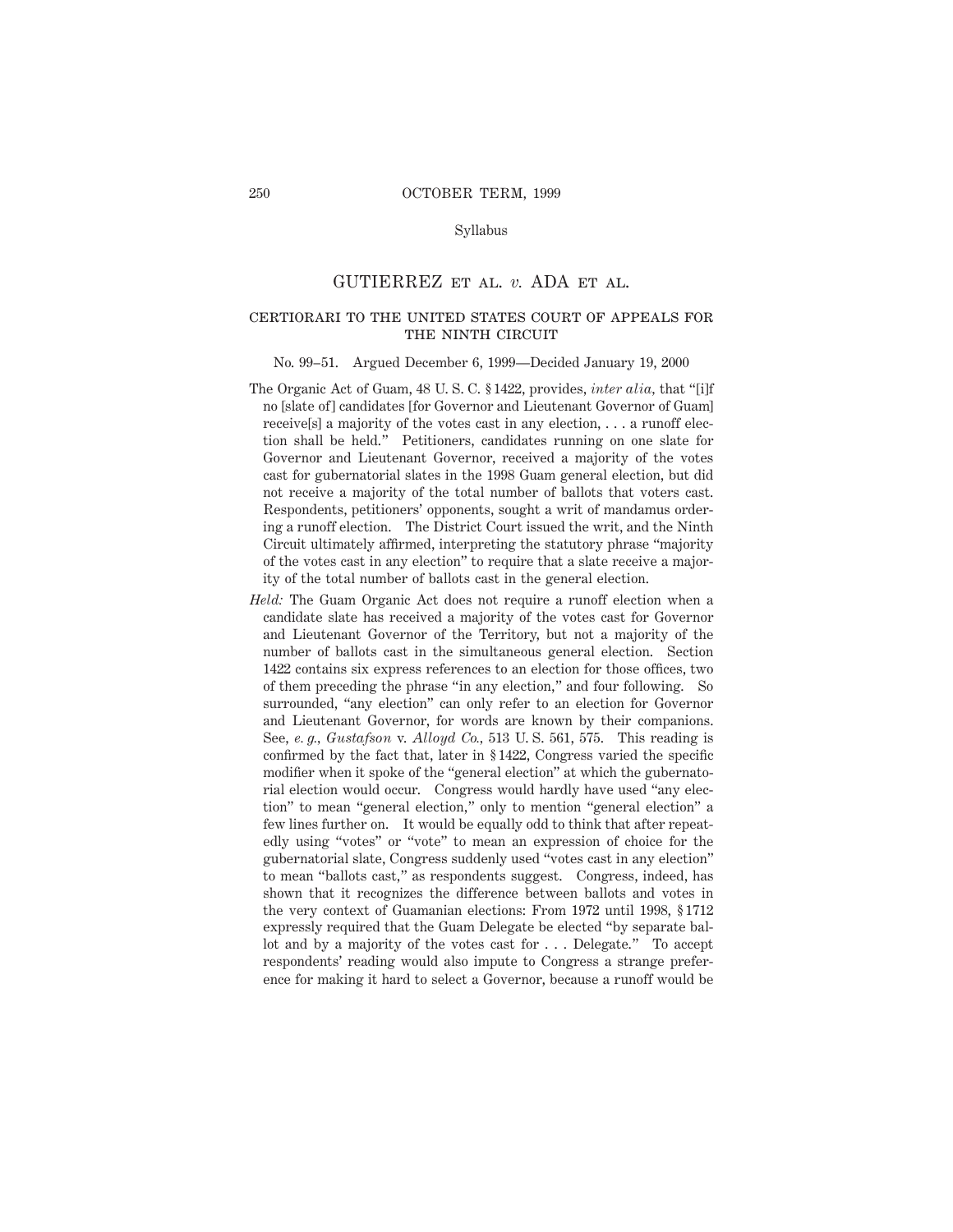Syllabus

# GUTIERREZ ET AL. *v.* ADA ET AL.

## CERTIORARI TO THE UNITED STATES COURT OF APPEALS FOR THE NINTH CIRCUIT

No. 99–51. Argued December 6, 1999—Decided January 19, 2000

The Organic Act of Guam, 48 U. S. C. § 1422, provides, *inter alia*, that "[i]f no [slate of] candidates [for Governor and Lieutenant Governor of Guam] receive[s] a majority of the votes cast in any election, . . . a runoff election shall be held." Petitioners, candidates running on one slate for Governor and Lieutenant Governor, received a majority of the votes cast for gubernatorial slates in the 1998 Guam general election, but did not receive a majority of the total number of ballots that voters cast. Respondents, petitioners' opponents, sought a writ of mandamus ordering a runoff election. The District Court issued the writ, and the Ninth Circuit ultimately affirmed, interpreting the statutory phrase "majority of the votes cast in any election" to require that a slate receive a majority of the total number of ballots cast in the general election.

*Held:* The Guam Organic Act does not require a runoff election when a candidate slate has received a majority of the votes cast for Governor and Lieutenant Governor of the Territory, but not a majority of the number of ballots cast in the simultaneous general election. Section 1422 contains six express references to an election for those offices, two of them preceding the phrase "in any election," and four following. So surrounded, "any election" can only refer to an election for Governor and Lieutenant Governor, for words are known by their companions. See, *e. g.*, *Gustafson* v. *Alloyd Co.*, 513 U. S. 561, 575. This reading is confirmed by the fact that, later in § 1422, Congress varied the specific modifier when it spoke of the "general election" at which the gubernatorial election would occur. Congress would hardly have used "any election" to mean "general election," only to mention "general election" a few lines further on. It would be equally odd to think that after repeatedly using "votes" or "vote" to mean an expression of choice for the gubernatorial slate, Congress suddenly used "votes cast in any election" to mean "ballots cast," as respondents suggest. Congress, indeed, has shown that it recognizes the difference between ballots and votes in the very context of Guamanian elections: From 1972 until 1998, § 1712 expressly required that the Guam Delegate be elected "by separate ballot and by a majority of the votes cast for . . . Delegate." To accept respondents' reading would also impute to Congress a strange preference for making it hard to select a Governor, because a runoff would be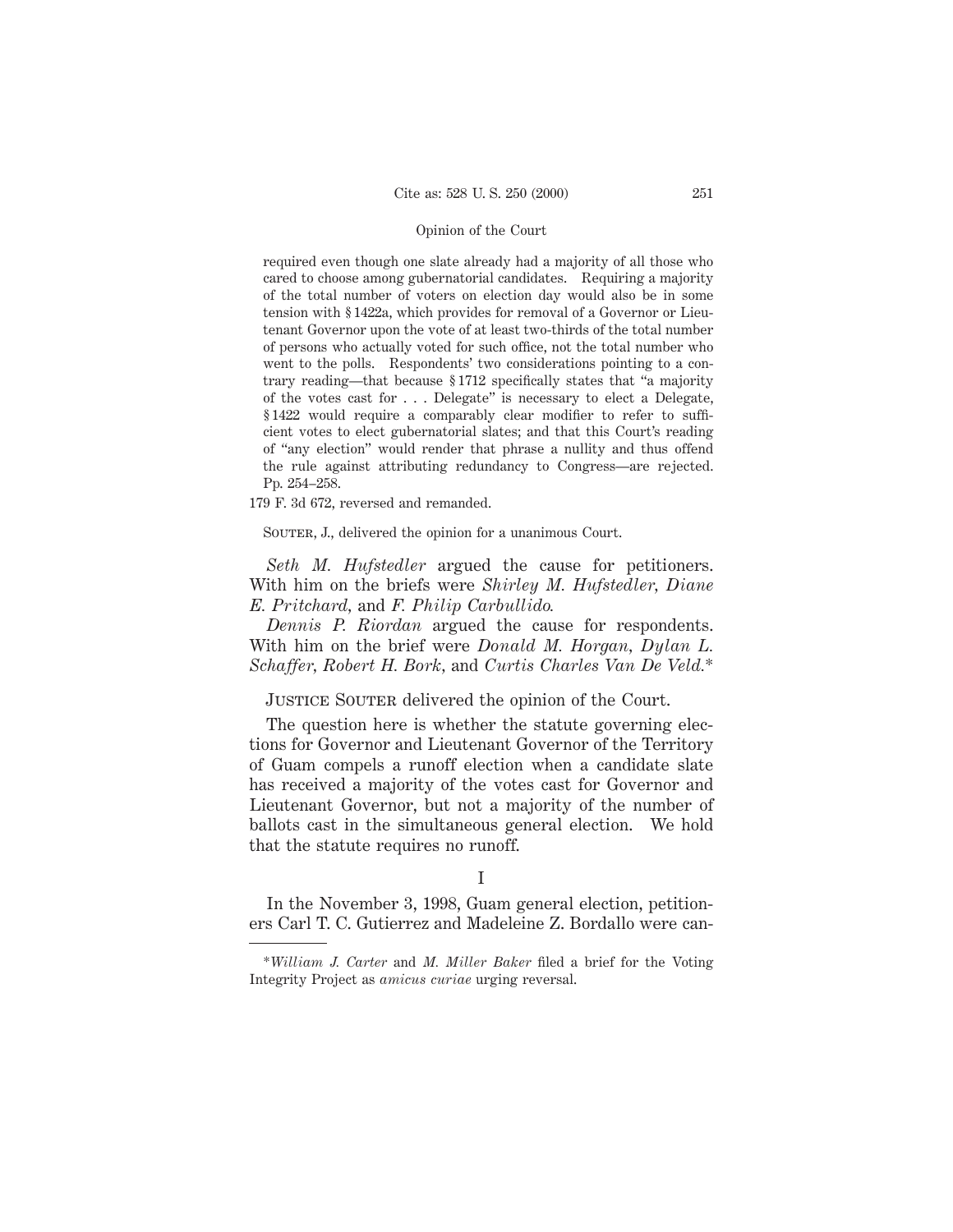required even though one slate already had a majority of all those who cared to choose among gubernatorial candidates. Requiring a majority of the total number of voters on election day would also be in some tension with § 1422a, which provides for removal of a Governor or Lieutenant Governor upon the vote of at least two-thirds of the total number of persons who actually voted for such office, not the total number who went to the polls. Respondents' two considerations pointing to a contrary reading—that because § 1712 specifically states that "a majority of the votes cast for . . . Delegate" is necessary to elect a Delegate, § 1422 would require a comparably clear modifier to refer to sufficient votes to elect gubernatorial slates; and that this Court's reading of "any election" would render that phrase a nullity and thus offend the rule against attributing redundancy to Congress—are rejected. Pp. 254–258.

179 F. 3d 672, reversed and remanded.

Souter, J., delivered the opinion for a unanimous Court.

*Seth M. Hufstedler* argued the cause for petitioners. With him on the briefs were *Shirley M. Hufstedler, Diane E. Pritchard*, and *F. Philip Carbullido.*

*Dennis P. Riordan* argued the cause for respondents. With him on the brief were *Donald M. Horgan, Dylan L. Schaffer, Robert H. Bork*, and *Curtis Charles Van De Veld.*\*

Justice Souter delivered the opinion of the Court.

The question here is whether the statute governing elections for Governor and Lieutenant Governor of the Territory of Guam compels a runoff election when a candidate slate has received a majority of the votes cast for Governor and Lieutenant Governor, but not a majority of the number of ballots cast in the simultaneous general election. We hold that the statute requires no runoff.

## I

In the November 3, 1998, Guam general election, petitioners Carl T. C. Gutierrez and Madeleine Z. Bordallo were can-

---

\**William J. Carter* and *M. Miller Baker* filed a brief for the Voting Integrity Project as *amicus curiae* urging reversal.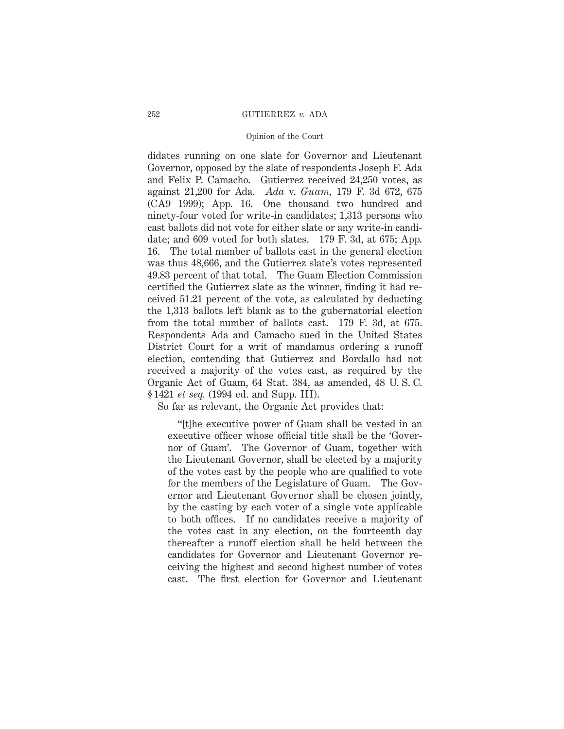didates running on one slate for Governor and Lieutenant Governor, opposed by the slate of respondents Joseph F. Ada and Felix P. Camacho. Gutierrez received 24,250 votes, as against 21,200 for Ada. *Ada* v. *Guam*, 179 F. 3d 672, 675 (CA9 1999); App. 16. One thousand two hundred and ninety-four voted for write-in candidates; 1,313 persons who cast ballots did not vote for either slate or any write-in candidate; and 609 voted for both slates. 179 F. 3d, at 675; App. 16. The total number of ballots cast in the general election was thus 48,666, and the Gutierrez slate's votes represented 49.83 percent of that total. The Guam Election Commission certified the Gutierrez slate as the winner, finding it had received 51.21 percent of the vote, as calculated by deducting the 1,313 ballots left blank as to the gubernatorial election from the total number of ballots cast. 179 F. 3d, at 675. Respondents Ada and Camacho sued in the United States District Court for a writ of mandamus ordering a runoff election, contending that Gutierrez and Bordallo had not received a majority of the votes cast, as required by the Organic Act of Guam, 64 Stat. 384, as amended, 48 U. S. C. §1421 *et seq.* (1994 ed. and Supp. III).

So far as relevant, the Organic Act provides that:

> "[t]he executive power of Guam shall be vested in an executive officer whose official title shall be the 'Governor of Guam'. The Governor of Guam, together with the Lieutenant Governor, shall be elected by a majority of the votes cast by the people who are qualified to vote for the members of the Legislature of Guam. The Governor and Lieutenant Governor shall be chosen jointly, by the casting by each voter of a single vote applicable to both offices. If no candidates receive a majority of the votes cast in any election, on the fourteenth day thereafter a runoff election shall be held between the candidates for Governor and Lieutenant Governor receiving the highest and second highest number of votes cast. The first election for Governor and Lieutenant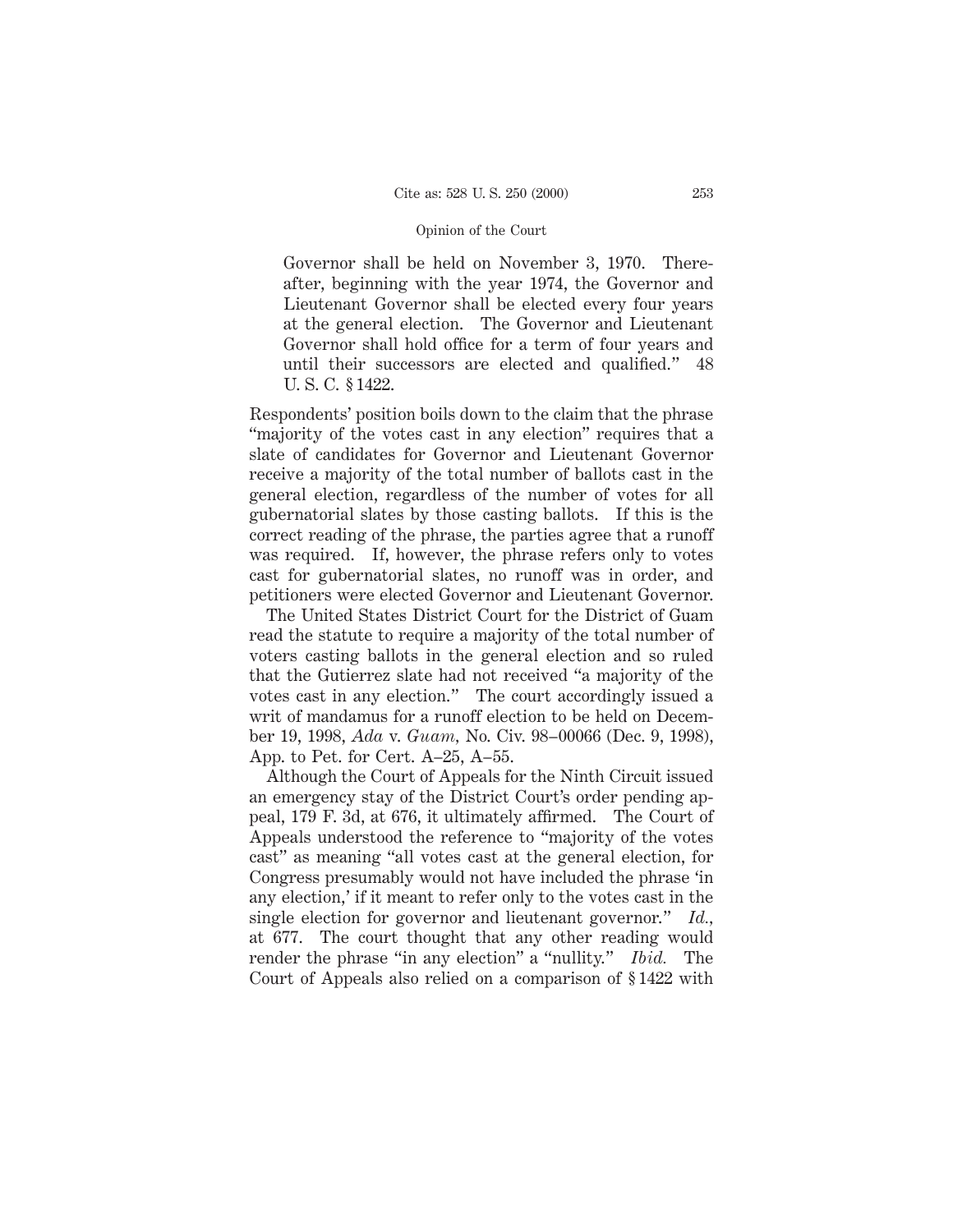> Governor shall be held on November 3, 1970. Thereafter, beginning with the year 1974, the Governor and Lieutenant Governor shall be elected every four years at the general election. The Governor and Lieutenant Governor shall hold office for a term of four years and until their successors are elected and qualified." 48 U. S. C. § 1422.

Respondents' position boils down to the claim that the phrase "majority of the votes cast in any election" requires that a slate of candidates for Governor and Lieutenant Governor receive a majority of the total number of ballots cast in the general election, regardless of the number of votes for all gubernatorial slates by those casting ballots. If this is the correct reading of the phrase, the parties agree that a runoff was required. If, however, the phrase refers only to votes cast for gubernatorial slates, no runoff was in order, and petitioners were elected Governor and Lieutenant Governor.

The United States District Court for the District of Guam read the statute to require a majority of the total number of voters casting ballots in the general election and so ruled that the Gutierrez slate had not received "a majority of the votes cast in any election." The court accordingly issued a writ of mandamus for a runoff election to be held on December 19, 1998, *Ada* v. *Guam*, No. Civ. 98–00066 (Dec. 9, 1998), App. to Pet. for Cert. A–25, A–55.

Although the Court of Appeals for the Ninth Circuit issued an emergency stay of the District Court's order pending appeal, 179 F. 3d, at 676, it ultimately affirmed. The Court of Appeals understood the reference to "majority of the votes cast" as meaning "all votes cast at the general election, for Congress presumably would not have included the phrase 'in any election,' if it meant to refer only to the votes cast in the single election for governor and lieutenant governor." *Id.*, at 677. The court thought that any other reading would render the phrase "in any election" a "nullity." *Ibid.* The Court of Appeals also relied on a comparison of § 1422 with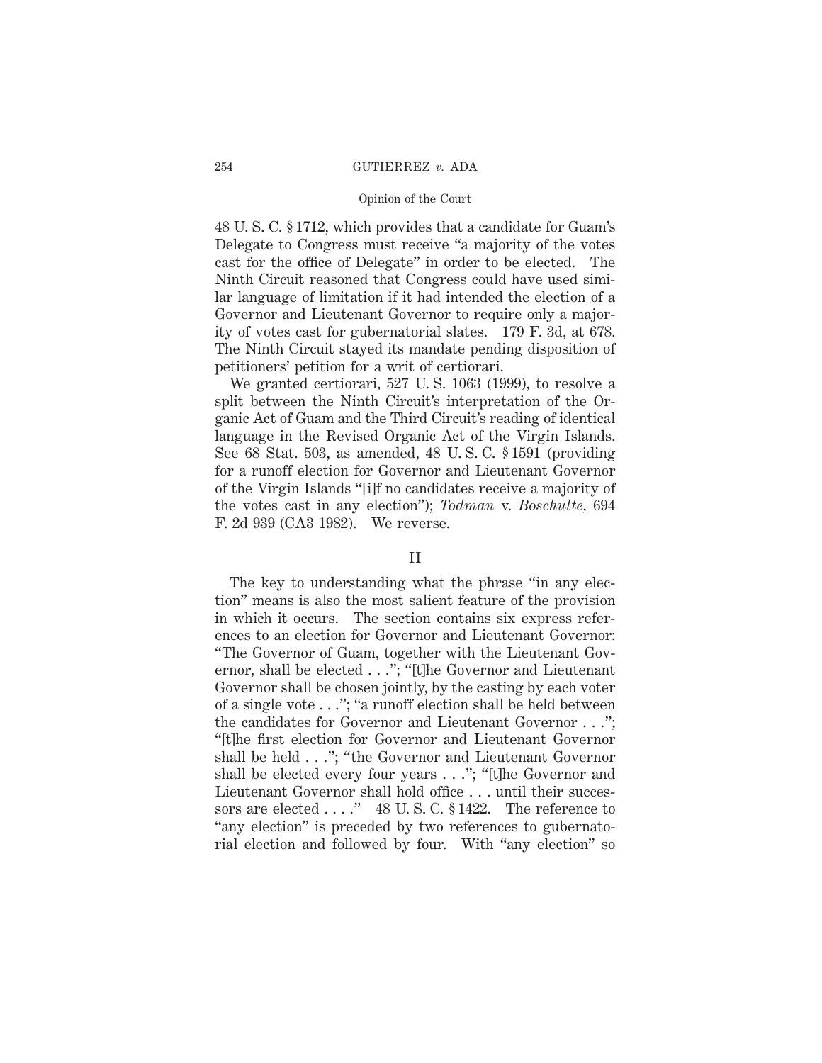48 U. S. C. § 1712, which provides that a candidate for Guam's Delegate to Congress must receive "a majority of the votes cast for the office of Delegate" in order to be elected. The Ninth Circuit reasoned that Congress could have used similar language of limitation if it had intended the election of a Governor and Lieutenant Governor to require only a majority of votes cast for gubernatorial slates. 179 F. 3d, at 678. The Ninth Circuit stayed its mandate pending disposition of petitioners' petition for a writ of certiorari.

We granted certiorari, 527 U. S. 1063 (1999), to resolve a split between the Ninth Circuit's interpretation of the Organic Act of Guam and the Third Circuit's reading of identical language in the Revised Organic Act of the Virgin Islands. See 68 Stat. 503, as amended, 48 U. S. C. § 1591 (providing for a runoff election for Governor and Lieutenant Governor of the Virgin Islands "[i]f no candidates receive a majority of the votes cast in any election"); *Todman* v. *Boschulte*, 694 F. 2d 939 (CA3 1982). We reverse.

## II

The key to understanding what the phrase "in any election" means is also the most salient feature of the provision in which it occurs. The section contains six express references to an election for Governor and Lieutenant Governor: "The Governor of Guam, together with the Lieutenant Governor, shall be elected . . ."; "[t]he Governor and Lieutenant Governor shall be chosen jointly, by the casting by each voter of a single vote . . ."; "a runoff election shall be held between the candidates for Governor and Lieutenant Governor . . ."; "[t]he first election for Governor and Lieutenant Governor shall be held . . ."; "the Governor and Lieutenant Governor shall be elected every four years . . ."; "[t]he Governor and Lieutenant Governor shall hold office . . . until their successors are elected . . . ." 48 U. S. C. § 1422. The reference to "any election" is preceded by two references to gubernatorial election and followed by four. With "any election" so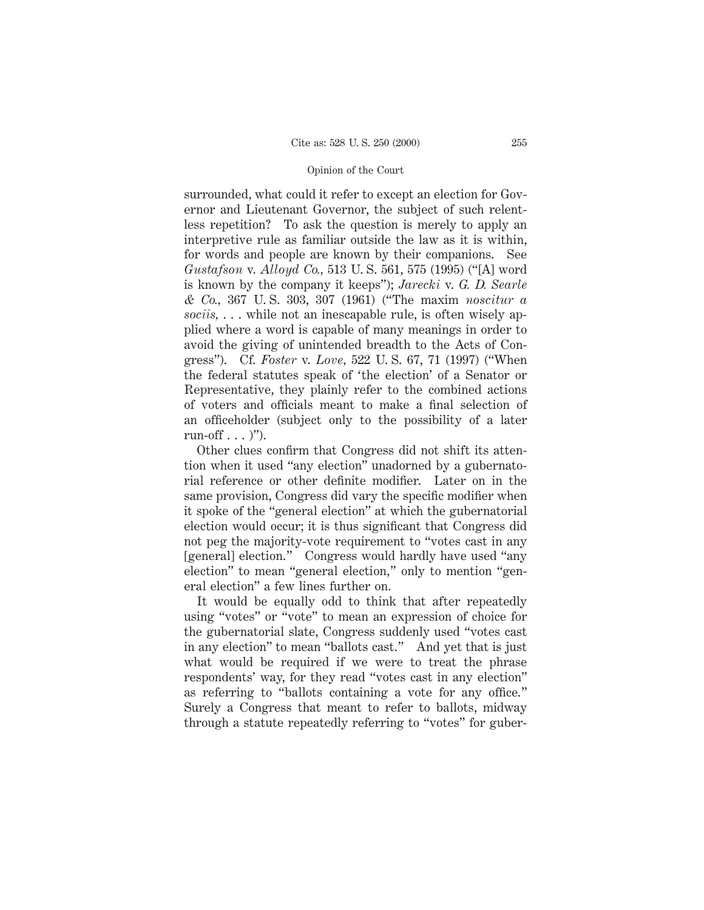surrounded, what could it refer to except an election for Governor and Lieutenant Governor, the subject of such relentless repetition? To ask the question is merely to apply an interpretive rule as familiar outside the law as it is within, for words and people are known by their companions. See *Gustafson* v. *Alloyd Co.,* 513 U. S. 561, 575 (1995) ("[A] word is known by the company it keeps"); *Jarecki* v. *G. D. Searle & Co.,* 367 U. S. 303, 307 (1961) ("The maxim *noscitur a sociis,* . . . while not an inescapable rule, is often wisely applied where a word is capable of many meanings in order to avoid the giving of unintended breadth to the Acts of Congress"). Cf. *Foster* v. *Love,* 522 U. S. 67, 71 (1997) ("When the federal statutes speak of 'the election' of a Senator or Representative, they plainly refer to the combined actions of voters and officials meant to make a final selection of an officeholder (subject only to the possibility of a later run-off . . . )").

Other clues confirm that Congress did not shift its attention when it used "any election" unadorned by a gubernatorial reference or other definite modifier. Later on in the same provision, Congress did vary the specific modifier when it spoke of the "general election" at which the gubernatorial election would occur; it is thus significant that Congress did not peg the majority-vote requirement to "votes cast in any [general] election." Congress would hardly have used "any election" to mean "general election," only to mention "general election" a few lines further on.

It would be equally odd to think that after repeatedly using "votes" or "vote" to mean an expression of choice for the gubernatorial slate, Congress suddenly used "votes cast in any election" to mean "ballots cast." And yet that is just what would be required if we were to treat the phrase respondents' way, for they read "votes cast in any election" as referring to "ballots containing a vote for any office." Surely a Congress that meant to refer to ballots, midway through a statute repeatedly referring to "votes" for guber-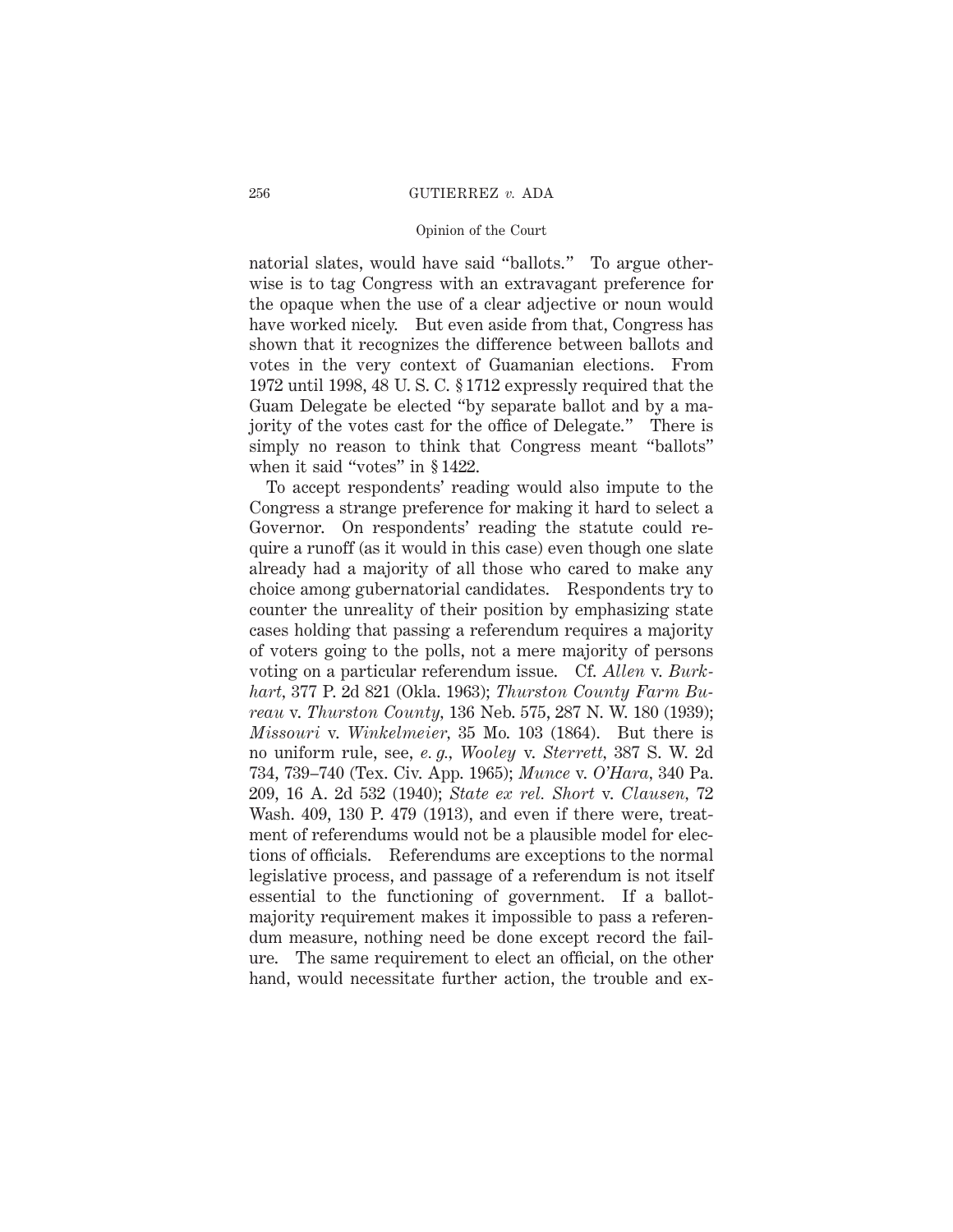natorial slates, would have said "ballots." To argue otherwise is to tag Congress with an extravagant preference for the opaque when the use of a clear adjective or noun would have worked nicely. But even aside from that, Congress has shown that it recognizes the difference between ballots and votes in the very context of Guamanian elections. From 1972 until 1998, 48 U. S. C. § 1712 expressly required that the Guam Delegate be elected "by separate ballot and by a majority of the votes cast for the office of Delegate." There is simply no reason to think that Congress meant "ballots" when it said "votes" in § 1422.

To accept respondents' reading would also impute to the Congress a strange preference for making it hard to select a Governor. On respondents' reading the statute could require a runoff (as it would in this case) even though one slate already had a majority of all those who cared to make any choice among gubernatorial candidates. Respondents try to counter the unreality of their position by emphasizing state cases holding that passing a referendum requires a majority of voters going to the polls, not a mere majority of persons voting on a particular referendum issue. Cf. *Allen* v. *Burkhart*, 377 P. 2d 821 (Okla. 1963); *Thurston County Farm Bureau* v. *Thurston County*, 136 Neb. 575, 287 N. W. 180 (1939); *Missouri* v. *Winkelmeier*, 35 Mo. 103 (1864). But there is no uniform rule, see, *e. g., Wooley* v. *Sterrett*, 387 S. W. 2d 734, 739–740 (Tex. Civ. App. 1965); *Munce* v. *O'Hara*, 340 Pa. 209, 16 A. 2d 532 (1940); *State ex rel. Short* v. *Clausen*, 72 Wash. 409, 130 P. 479 (1913), and even if there were, treatment of referendums would not be a plausible model for elections of officials. Referendums are exceptions to the normal legislative process, and passage of a referendum is not itself essential to the functioning of government. If a ballot-majority requirement makes it impossible to pass a referendum measure, nothing need be done except record the failure. The same requirement to elect an official, on the other hand, would necessitate further action, the trouble and ex-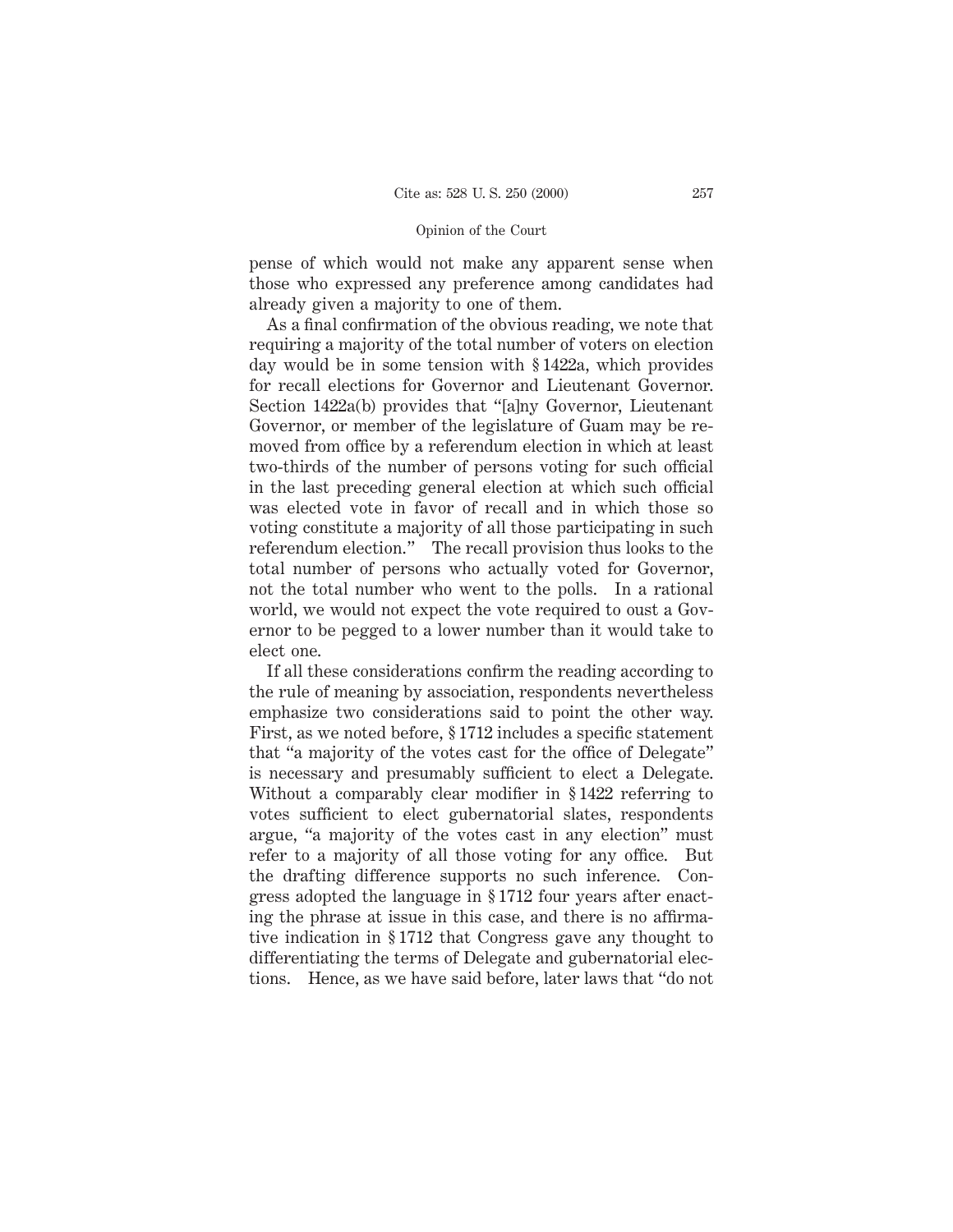pense of which would not make any apparent sense when those who expressed any preference among candidates had already given a majority to one of them.

As a final confirmation of the obvious reading, we note that requiring a majority of the total number of voters on election day would be in some tension with § 1422a, which provides for recall elections for Governor and Lieutenant Governor. Section 1422a(b) provides that "[a]ny Governor, Lieutenant Governor, or member of the legislature of Guam may be removed from office by a referendum election in which at least two-thirds of the number of persons voting for such official in the last preceding general election at which such official was elected vote in favor of recall and in which those so voting constitute a majority of all those participating in such referendum election." The recall provision thus looks to the total number of persons who actually voted for Governor, not the total number who went to the polls. In a rational world, we would not expect the vote required to oust a Governor to be pegged to a lower number than it would take to elect one.

If all these considerations confirm the reading according to the rule of meaning by association, respondents nevertheless emphasize two considerations said to point the other way. First, as we noted before, § 1712 includes a specific statement that "a majority of the votes cast for the office of Delegate" is necessary and presumably sufficient to elect a Delegate. Without a comparably clear modifier in § 1422 referring to votes sufficient to elect gubernatorial slates, respondents argue, "a majority of the votes cast in any election" must refer to a majority of all those voting for any office. But the drafting difference supports no such inference. Congress adopted the language in § 1712 four years after enacting the phrase at issue in this case, and there is no affirmative indication in § 1712 that Congress gave any thought to differentiating the terms of Delegate and gubernatorial elections. Hence, as we have said before, later laws that "do not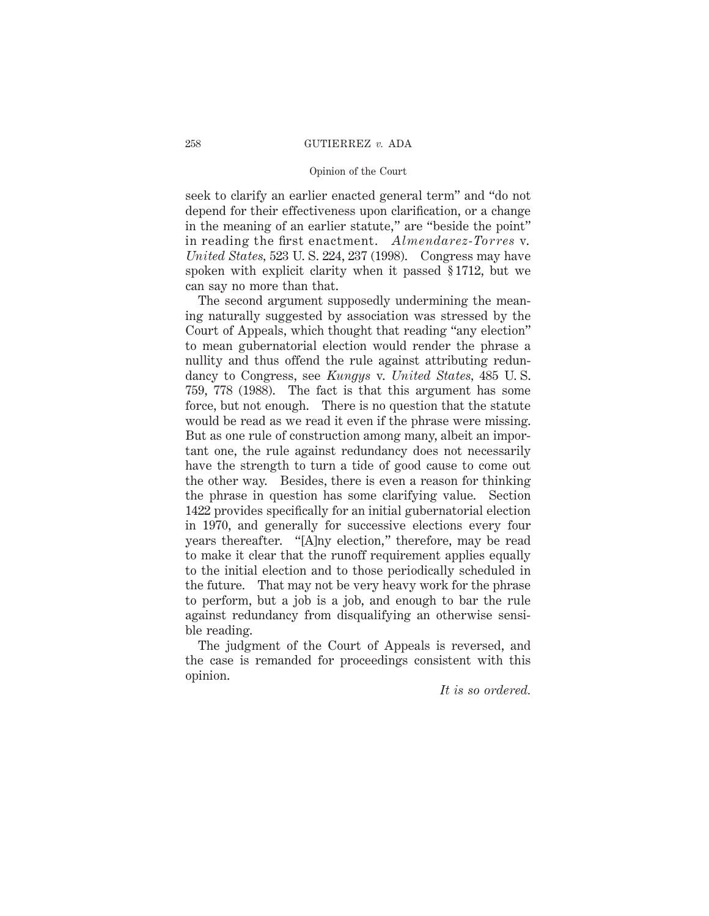seek to clarify an earlier enacted general term" and "do not depend for their effectiveness upon clarification, or a change in the meaning of an earlier statute," are "beside the point" in reading the first enactment. *Almendarez-Torres* v. *United States,* 523 U. S. 224, 237 (1998). Congress may have spoken with explicit clarity when it passed § 1712, but we can say no more than that.

The second argument supposedly undermining the meaning naturally suggested by association was stressed by the Court of Appeals, which thought that reading "any election" to mean gubernatorial election would render the phrase a nullity and thus offend the rule against attributing redundancy to Congress, see *Kungys* v. *United States,* 485 U. S. 759, 778 (1988). The fact is that this argument has some force, but not enough. There is no question that the statute would be read as we read it even if the phrase were missing. But as one rule of construction among many, albeit an important one, the rule against redundancy does not necessarily have the strength to turn a tide of good cause to come out the other way. Besides, there is even a reason for thinking the phrase in question has some clarifying value. Section 1422 provides specifically for an initial gubernatorial election in 1970, and generally for successive elections every four years thereafter. "[A]ny election," therefore, may be read to make it clear that the runoff requirement applies equally to the initial election and to those periodically scheduled in the future. That may not be very heavy work for the phrase to perform, but a job is a job, and enough to bar the rule against redundancy from disqualifying an otherwise sensible reading.

The judgment of the Court of Appeals is reversed, and the case is remanded for proceedings consistent with this opinion.

*It is so ordered.*